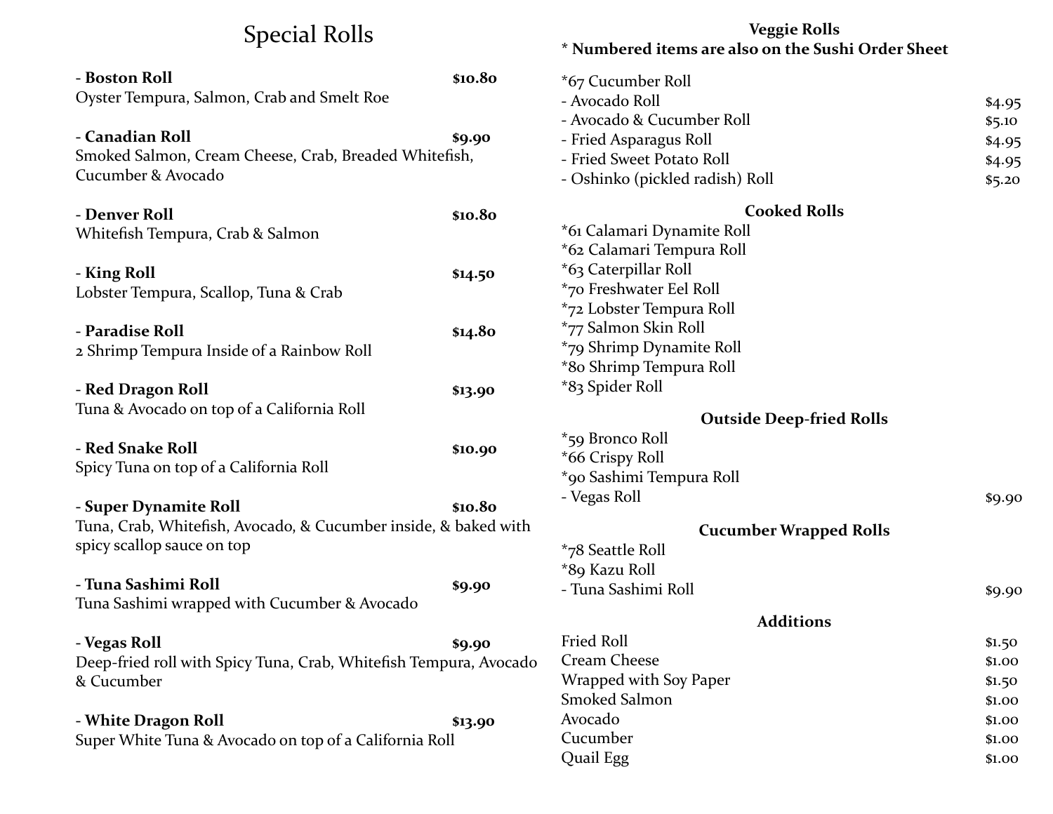# Special Rolls

- **Boston Roll** — **$10.80**
  Oyster Tempura, Salmon, Crab and Smelt Roe

- **Canadian Roll** — **$9.90**
  Smoked Salmon, Cream Cheese, Crab, Breaded Whitefish, Cucumber & Avocado

- **Denver Roll** — **$10.80**
  Whitefish Tempura, Crab & Salmon

- **King Roll** — **$14.50**
  Lobster Tempura, Scallop, Tuna & Crab

- **Paradise Roll** — **$14.80**
  2 Shrimp Tempura Inside of a Rainbow Roll

- **Red Dragon Roll** — **$13.90**
  Tuna & Avocado on top of a California Roll

- **Red Snake Roll** — **$10.90**
  Spicy Tuna on top of a California Roll

- **Super Dynamite Roll** — **$10.80**
  Tuna, Crab, Whitefish, Avocado, & Cucumber inside, & baked with spicy scallop sauce on top

- **Tuna Sashimi Roll** — **$9.90**
  Tuna Sashimi wrapped with Cucumber & Avocado

- **Vegas Roll** — **$9.90**
  Deep-fried roll with Spicy Tuna, Crab, Whitefish Tempura, Avocado & Cucumber

- **White Dragon Roll** — **$13.90**
  Super White Tuna & Avocado on top of a California Roll

## Veggie Rolls

**\* Numbered items are also on the Sushi Order Sheet**

| Item | Price |
|---|---|
| *67 Cucumber Roll | |
| - Avocado Roll | $4.95 |
| - Avocado & Cucumber Roll | $5.10 |
| - Fried Asparagus Roll | $4.95 |
| - Fried Sweet Potato Roll | $4.95 |
| - Oshinko (pickled radish) Roll | $5.20 |

## Cooked Rolls

*61 Calamari Dynamite Roll
*62 Calamari Tempura Roll
*63 Caterpillar Roll
*70 Freshwater Eel Roll
*72 Lobster Tempura Roll
*77 Salmon Skin Roll
*79 Shrimp Dynamite Roll
*80 Shrimp Tempura Roll
*83 Spider Roll

## Outside Deep-fried Rolls

| Item | Price |
|---|---|
| *59 Bronco Roll | |
| *66 Crispy Roll | |
| *90 Sashimi Tempura Roll | |
| - Vegas Roll | $9.90 |

## Cucumber Wrapped Rolls

| Item | Price |
|---|---|
| *78 Seattle Roll | |
| *89 Kazu Roll | |
| - Tuna Sashimi Roll | $9.90 |

## Additions

| Item | Price |
|---|---|
| Fried Roll | $1.50 |
| Cream Cheese | $1.00 |
| Wrapped with Soy Paper | $1.50 |
| Smoked Salmon | $1.00 |
| Avocado | $1.00 |
| Cucumber | $1.00 |
| Quail Egg | $1.00 |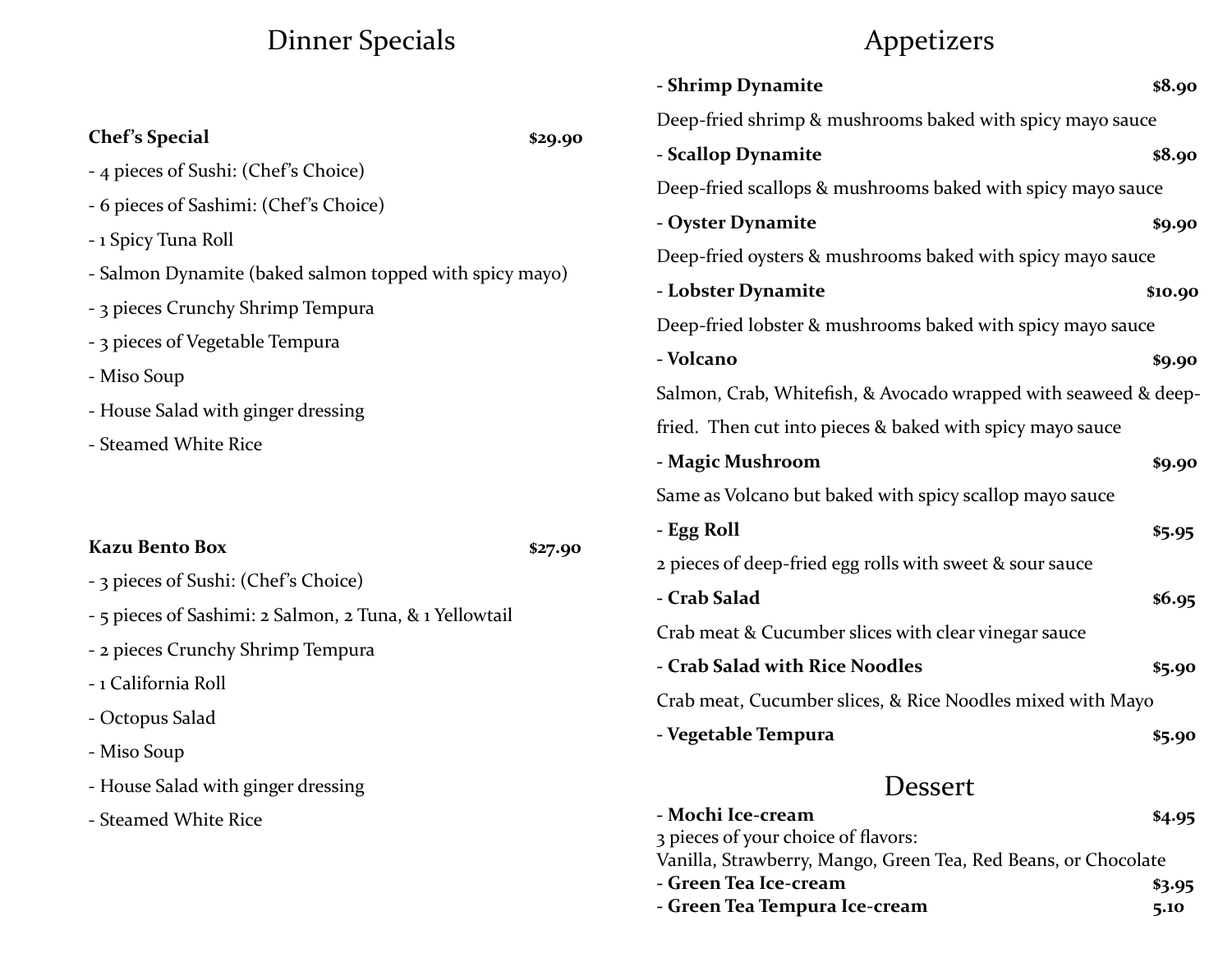# Dinner Specials

**Chef's Special** **$29.90**

- 4 pieces of Sushi: (Chef's Choice)
- 6 pieces of Sashimi: (Chef's Choice)
- 1 Spicy Tuna Roll
- Salmon Dynamite (baked salmon topped with spicy mayo)
- 3 pieces Crunchy Shrimp Tempura
- 3 pieces of Vegetable Tempura
- Miso Soup
- House Salad with ginger dressing
- Steamed White Rice

**Kazu Bento Box** **$27.90**

- 3 pieces of Sushi: (Chef's Choice)
- 5 pieces of Sashimi: 2 Salmon, 2 Tuna, & 1 Yellowtail
- 2 pieces Crunchy Shrimp Tempura
- 1 California Roll
- Octopus Salad
- Miso Soup
- House Salad with ginger dressing
- Steamed White Rice

# Appetizers

- **Shrimp Dynamite** **$8.90**

Deep-fried shrimp & mushrooms baked with spicy mayo sauce

- **Scallop Dynamite** **$8.90**

Deep-fried scallops & mushrooms baked with spicy mayo sauce

- **Oyster Dynamite** **$9.90**

Deep-fried oysters & mushrooms baked with spicy mayo sauce

- **Lobster Dynamite** **$10.90**

Deep-fried lobster & mushrooms baked with spicy mayo sauce

- **Volcano** **$9.90**

Salmon, Crab, Whitefish, & Avocado wrapped with seaweed & deep-fried. Then cut into pieces & baked with spicy mayo sauce

- **Magic Mushroom** **$9.90**

Same as Volcano but baked with spicy scallop mayo sauce

- **Egg Roll** **$5.95**

2 pieces of deep-fried egg rolls with sweet & sour sauce

- **Crab Salad** **$6.95**

Crab meat & Cucumber slices with clear vinegar sauce

- **Crab Salad with Rice Noodles** **$5.90**

Crab meat, Cucumber slices, & Rice Noodles mixed with Mayo

- **Vegetable Tempura** **$5.90**

# Dessert

- **Mochi Ice-cream** **$4.95**

3 pieces of your choice of flavors:
Vanilla, Strawberry, Mango, Green Tea, Red Beans, or Chocolate

- **Green Tea Ice-cream** **$3.95**
- **Green Tea Tempura Ice-cream** **5.10**